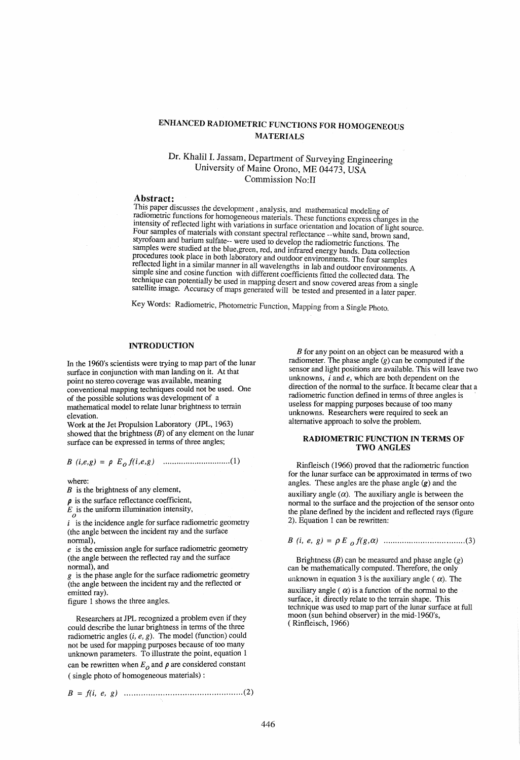# ENHANCED RADIOMETRIC FUNCTIONS FOR HOMOGENEOUS MATERIALS

Dr. Khalil I. Jassam, Department of Surveying Engineering
University of Maine Orono, ME 04473, USA
Commission No:II

## Abstract:

This paper discusses the development , analysis, and mathematical modeling of radiometric functions for homogeneous materials. These functions express changes in the intensity of reflected light with variations in surface orientation and location of light source. Four samples of materials with constant spectral reflectance --white sand, brown sand, styrofoam and barium sulfate-- were used to develop the radiometric functions. The samples were studied at the blue,green, red, and infrared energy bands. Data collection procedures took place in both laboratory and outdoor environments. The four samples reflected light in a similar manner in all wavelengths in lab and outdoor environments. A simple sine and cosine function with different coefficients fitted the collected data. The technique can potentially be used in mapping desert and snow covered areas from a single satellite image. Accuracy of maps generated will be tested and presented in a later paper.

Key Words: Radiometric, Photometric Function, Mapping from a Single Photo.

## INTRODUCTION

In the 1960's scientists were trying to map part of the lunar surface in conjunction with man landing on it. At that point no stereo coverage was available, meaning conventional mapping techniques could not be used. One of the possible solutions was development of a mathematical model to relate lunar brightness to terrain elevation.

Work at the Jet Propulsion Laboratory (JPL, 1963) showed that the brightness ($B$) of any element on the lunar surface can be expressed in terms of three angles;

$$B\ (i,e,g) = \rho\ E_o f(i,e,g) \quad \text{..............................(1)}$$

where:

$B$ is the brightness of any element,

$\rho$ is the surface reflectance coefficient,

$E_o$ is the uniform illumination intensity,

$i$ is the incidence angle for surface radiometric geometry (the angle between the incident ray and the surface normal),

$e$ is the emission angle for surface radiometric geometry (the angle between the reflected ray and the surface normal), and

$g$ is the phase angle for the surface radiometric geometry (the angle between the incident ray and the reflected or emitted ray).

figure 1 shows the three angles.

Researchers at JPL recognized a problem even if they could describe the lunar brightness in terms of the three radiometric angles ($i$, $e$, $g$). The model (function) could not be used for mapping purposes because of too many unknown parameters. To illustrate the point, equation 1 can be rewritten when $E_o$ and $\rho$ are considered constant ( single photo of homogeneous materials) :

$$B = f(i,\ e,\ g) \quad \text{..............................................(2)}$$

$B$ for any point on an object can be measured with a radiometer. The phase angle ($g$) can be computed if the sensor and light positions are available. This will leave two unknowns, $i$ and $e$, which are both dependent on the direction of the normal to the surface. It became clear that a radiometric function defined in terms of three angles is useless for mapping purposes because of too many unknowns. Researchers were required to seek an alternative approach to solve the problem.

## RADIOMETRIC FUNCTION IN TERMS OF TWO ANGLES

Rinfleisch (1966) proved that the radiometric function for the lunar surface can be approximated in terms of two angles. These angles are the phase angle ($g$) and the auxiliary angle ($\alpha$). The auxiliary angle is between the normal to the surface and the projection of the sensor onto the plane defined by the incident and reflected rays (figure 2). Equation 1 can be rewritten:

$$B\ (i,\ e,\ g) = \rho\, E_o\, f(g,\alpha) \quad \text{..................................(3)}$$

Brightness ($B$) can be measured and phase angle ($g$) can be mathematically computed. Therefore, the only unknown in equation 3 is the auxiliary angle ( $\alpha$). The auxiliary angle ( $\alpha$) is a function of the normal to the surface, it directly relate to the terrain shape. This technique was used to map part of the lunar surface at full moon (sun behind observer) in the mid-1960's, ( Rinfleisch, 1966)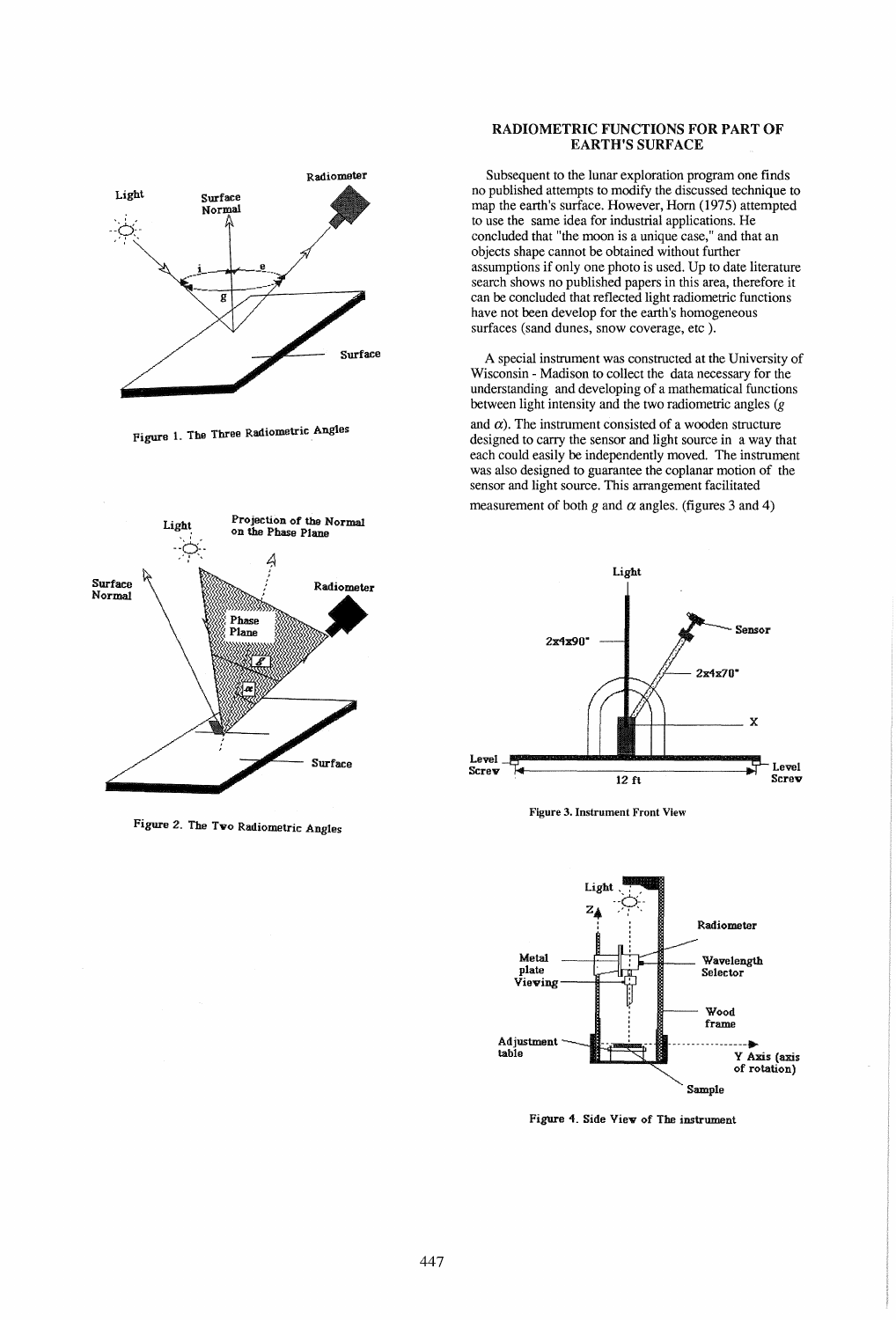Figure 1. The Three Radiometric Angles

Figure 2. The Two Radiometric Angles

## RADIOMETRIC FUNCTIONS FOR PART OF EARTH'S SURFACE

Subsequent to the lunar exploration program one finds no published attempts to modify the discussed technique to map the earth's surface. However, Horn (1975) attempted to use the same idea for industrial applications. He concluded that "the moon is a unique case," and that an objects shape cannot be obtained without further assumptions if only one photo is used. Up to date literature search shows no published papers in this area, therefore it can be concluded that reflected light radiometric functions have not been develop for the earth's homogeneous surfaces (sand dunes, snow coverage, etc ).

A special instrument was constructed at the University of Wisconsin - Madison to collect the data necessary for the understanding and developing of a mathematical functions between light intensity and the two radiometric angles ($g$ and $\alpha$). The instrument consisted of a wooden structure designed to carry the sensor and light source in a way that each could easily be independently moved. The instrument was also designed to guarantee the coplanar motion of the sensor and light source. This arrangement facilitated measurement of both $g$ and $\alpha$ angles. (figures 3 and 4)

Figure 3. Instrument Front View

Figure 4. Side View of The instrument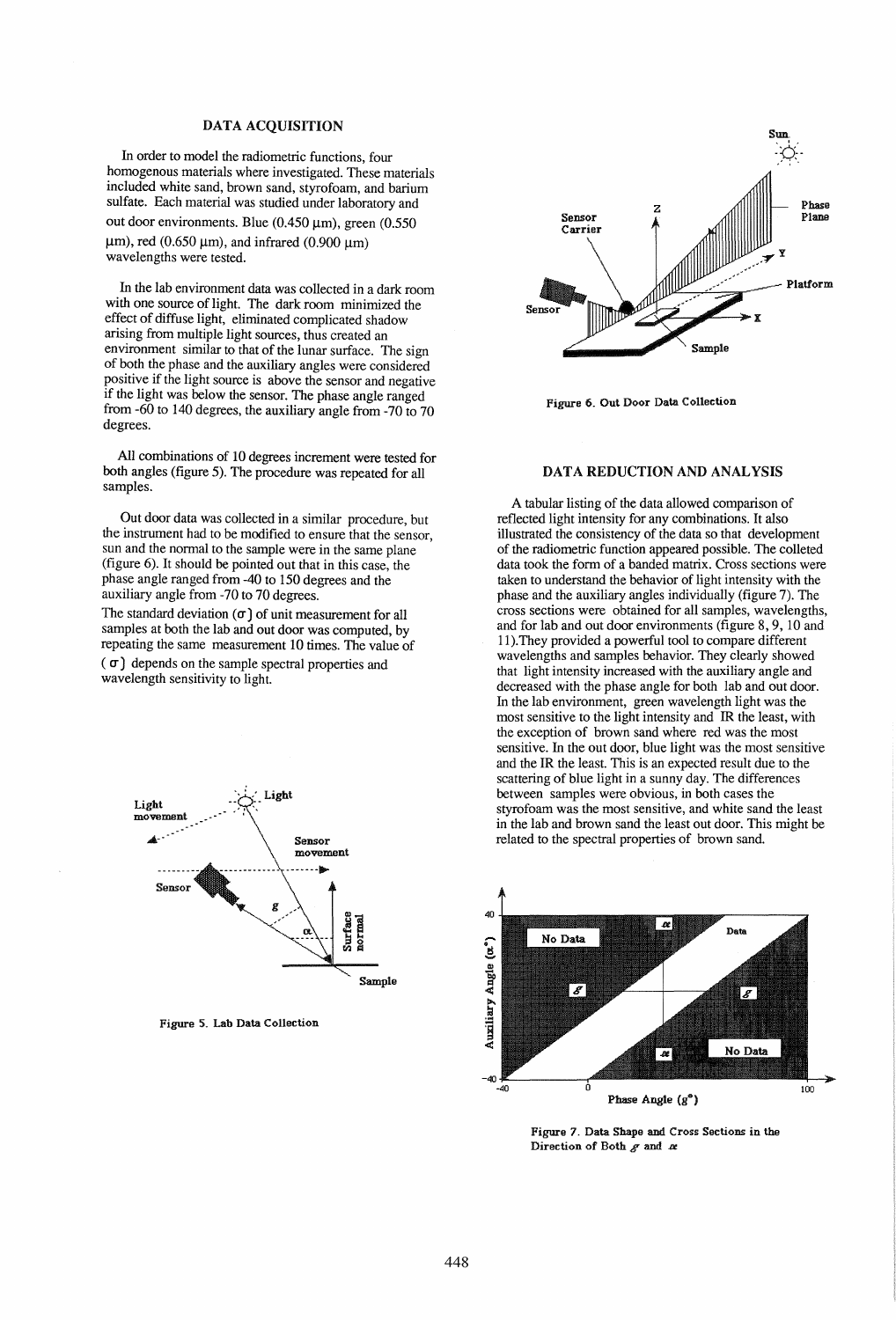## DATA ACQUISITION

In order to model the radiometric functions, four homogenous materials where investigated. These materials included white sand, brown sand, styrofoam, and barium sulfate. Each material was studied under laboratory and out door environments. Blue (0.450 μm), green (0.550 μm), red (0.650 μm), and infrared (0.900 μm) wavelengths were tested.

In the lab environment data was collected in a dark room with one source of light. The dark room minimized the effect of diffuse light, eliminated complicated shadow arising from multiple light sources, thus created an environment similar to that of the lunar surface. The sign of both the phase and the auxiliary angles were considered positive if the light source is above the sensor and negative if the light was below the sensor. The phase angle ranged from -60 to 140 degrees, the auxiliary angle from -70 to 70 degrees.

All combinations of 10 degrees increment were tested for both angles (figure 5). The procedure was repeated for all samples.

Out door data was collected in a similar procedure, but the instrument had to be modified to ensure that the sensor, sun and the normal to the sample were in the same plane (figure 6). It should be pointed out that in this case, the phase angle ranged from -40 to 150 degrees and the auxiliary angle from -70 to 70 degrees.

The standard deviation ($\sigma$) of unit measurement for all samples at both the lab and out door was computed, by repeating the same measurement 10 times. The value of ($\sigma$) depends on the sample spectral properties and wavelength sensitivity to light.

Figure 5. Lab Data Collection

Figure 6. Out Door Data Collection

## DATA REDUCTION AND ANALYSIS

A tabular listing of the data allowed comparison of reflected light intensity for any combinations. It also illustrated the consistency of the data so that development of the radiometric function appeared possible. The colleted data took the form of a banded matrix. Cross sections were taken to understand the behavior of light intensity with the phase and the auxiliary angles individually (figure 7). The cross sections were obtained for all samples, wavelengths, and for lab and out door environments (figure 8, 9, 10 and 11).They provided a powerful tool to compare different wavelengths and samples behavior. They clearly showed that light intensity increased with the auxiliary angle and decreased with the phase angle for both lab and out door. In the lab environment, green wavelength light was the most sensitive to the light intensity and IR the least, with the exception of brown sand where red was the most sensitive. In the out door, blue light was the most sensitive and the IR the least. This is an expected result due to the scattering of blue light in a sunny day. The differences between samples were obvious, in both cases the styrofoam was the most sensitive, and white sand the least in the lab and brown sand the least out door. This might be related to the spectral properties of brown sand.

Figure 7. Data Shape and Cross Sections in the Direction of Both $g$ and $\alpha$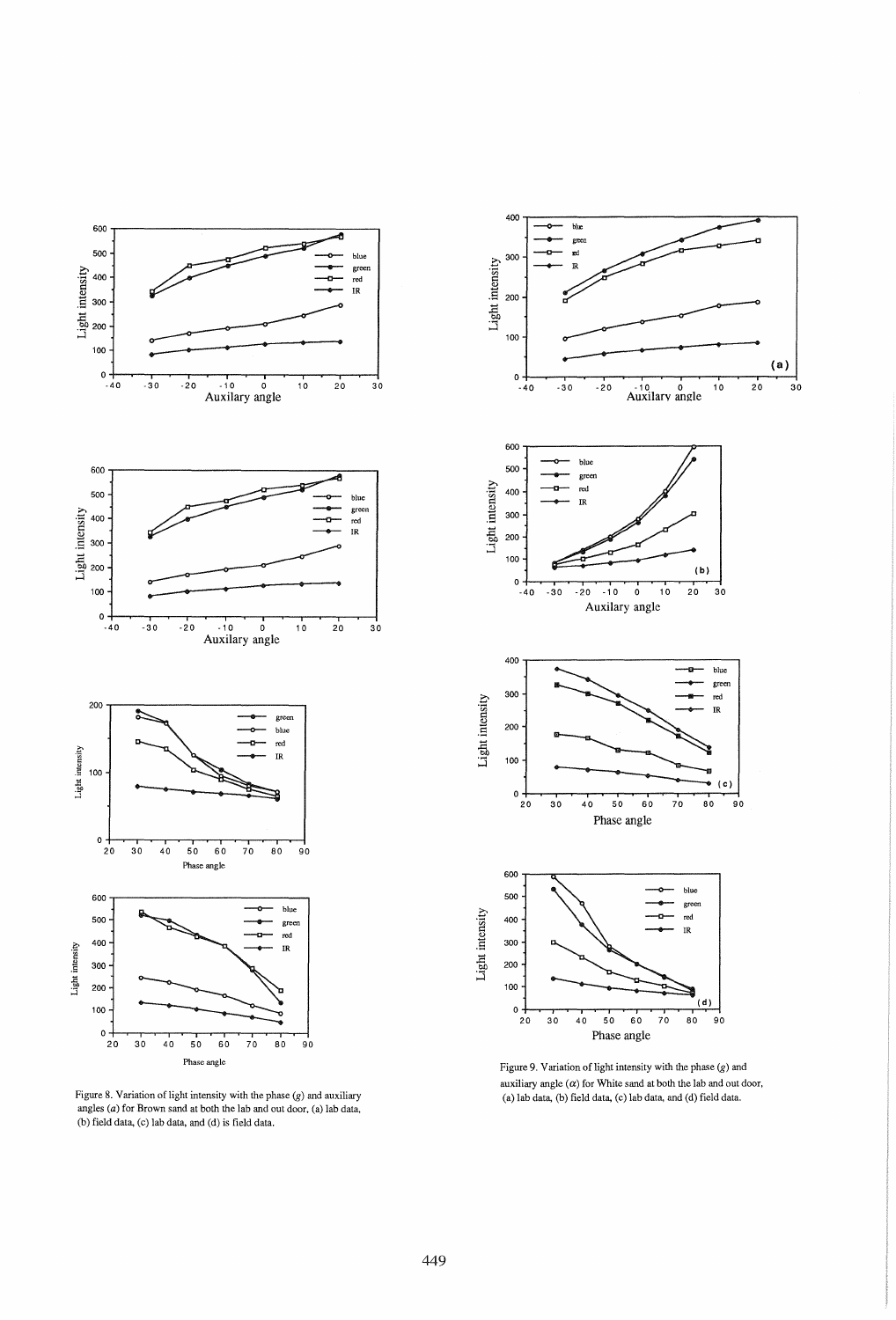Figure 8. Variation of light intensity with the phase (*g*) and auxiliary angles (*a*) for Brown sand at both the lab and out door, (a) lab data, (b) field data, (c) lab data, and (d) is field data.

Figure 9. Variation of light intensity with the phase (*g*) and auxiliary angle ($\alpha$) for White sand at both the lab and out door, (a) lab data, (b) field data, (c) lab data, and (d) field data.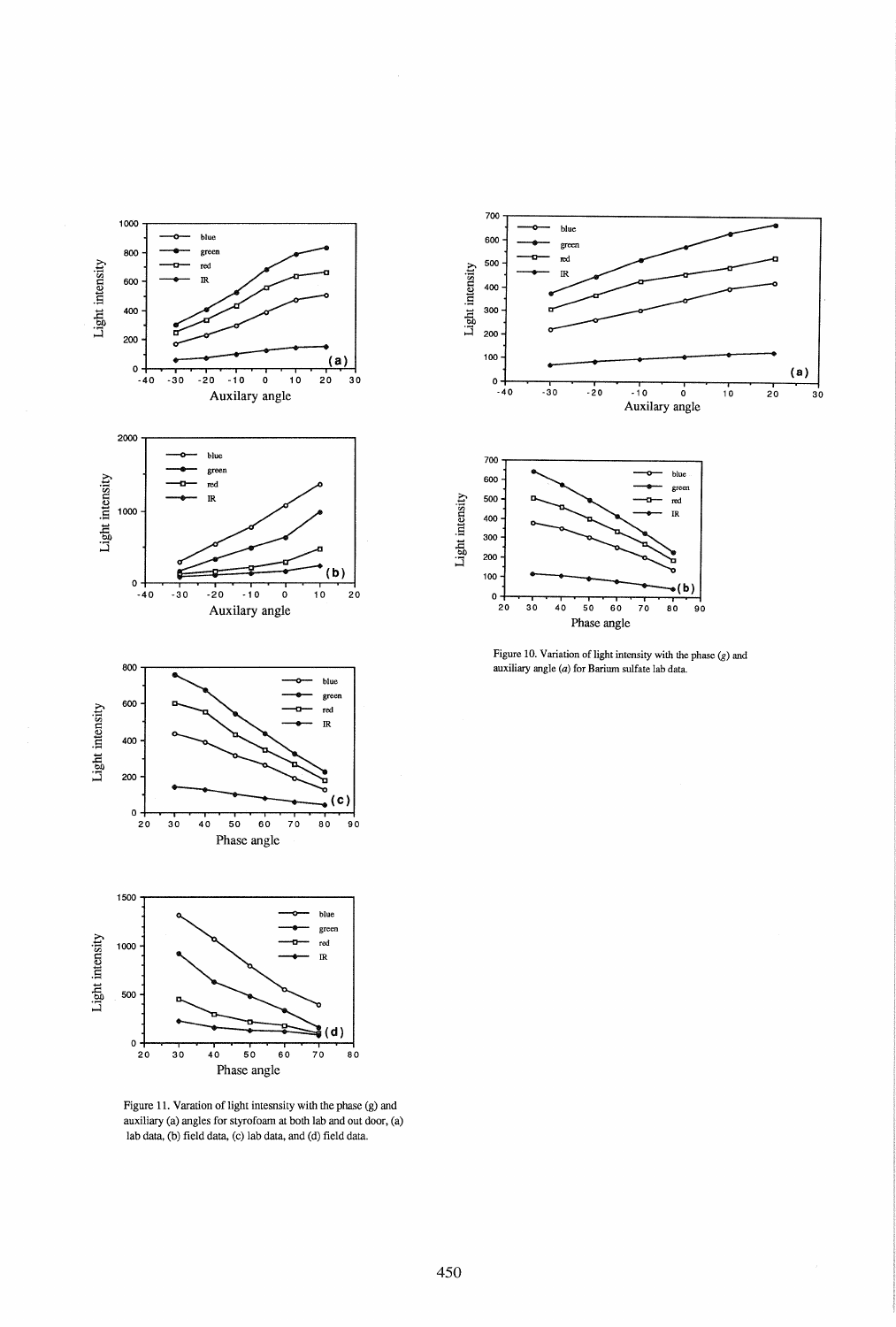Figure 10. Variation of light intensity with the phase (*g*) and auxiliary angle (*a*) for Barium sulfate lab data.

Figure 11. Varation of light intesnsity with the phase (g) and auxiliary (a) angles for styrofoam at both lab and out door, (a) lab data, (b) field data, (c) lab data, and (d) field data.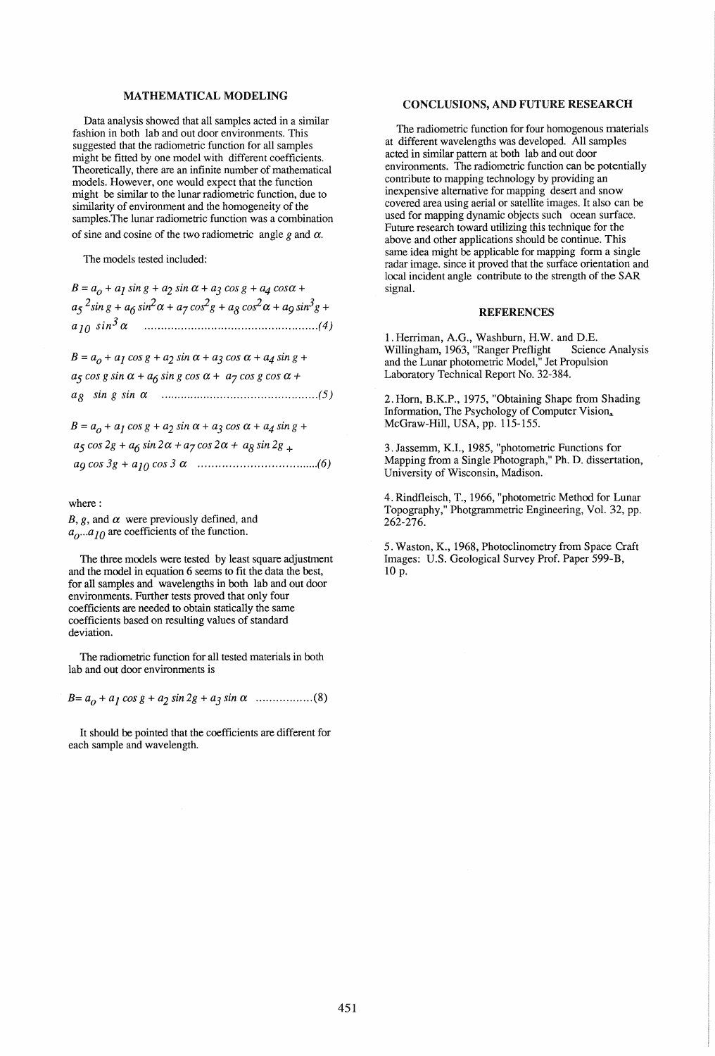## MATHEMATICAL MODELING

Data analysis showed that all samples acted in a similar fashion in both lab and out door environments. This suggested that the radiometric function for all samples might be fitted by one model with different coefficients. Theoretically, there are an infinite number of mathematical models. However, one would expect that the function might be similar to the lunar radiometric function, due to similarity of environment and the homogeneity of the samples.The lunar radiometric function was a combination of sine and cosine of the two radiometric angle $g$ and $\alpha$.

The models tested included:

$$B = a_0 + a_1 \sin g + a_2 \sin \alpha + a_3 \cos g + a_4 \cos\alpha + a_5{}^2 \sin g + a_6 \sin^2 \alpha + a_7 \cos^2 g + a_8 \cos^2 \alpha + a_9 \sin^3 g + a_{10} \sin^3 \alpha \quad \text{.......(4)}$$

$$B = a_0 + a_1 \cos g + a_2 \sin \alpha + a_3 \cos \alpha + a_4 \sin g + a_5 \cos g \sin \alpha + a_6 \sin g \cos \alpha + a_7 \cos g \cos \alpha + a_8 \sin g \sin \alpha \quad \text{.......(5)}$$

$$B = a_0 + a_1 \cos g + a_2 \sin \alpha + a_3 \cos \alpha + a_4 \sin g + a_5 \cos 2g + a_6 \sin 2\alpha + a_7 \cos 2\alpha + a_8 \sin 2g + a_9 \cos 3g + a_{10} \cos 3\alpha \quad \text{.......(6)}$$

where :

$B$, $g$, and $\alpha$ were previously defined, and $a_0 ... a_{10}$ are coefficients of the function.

The three models were tested by least square adjustment and the model in equation 6 seems to fit the data the best, for all samples and wavelengths in both lab and out door environments. Further tests proved that only four coefficients are needed to obtain statically the same coefficients based on resulting values of standard deviation.

The radiometric function for all tested materials in both lab and out door environments is

$$B = a_0 + a_1 \cos g + a_2 \sin 2g + a_3 \sin \alpha \quad \text{.................(8)}$$

It should be pointed that the coefficients are different for each sample and wavelength.

## CONCLUSIONS, AND FUTURE RESEARCH

The radiometric function for four homogenous materials at different wavelengths was developed. All samples acted in similar pattern at both lab and out door environments. The radiometric function can be potentially contribute to mapping technology by providing an inexpensive alternative for mapping desert and snow covered area using aerial or satellite images. It also can be used for mapping dynamic objects such ocean surface. Future research toward utilizing this technique for the above and other applications should be continue. This same idea might be applicable for mapping form a single radar image. since it proved that the surface orientation and local incident angle contribute to the strength of the SAR signal.

## REFERENCES

1. Herriman, A.G., Washburn, H.W. and D.E. Willingham, 1963, "Ranger Preflight Science Analysis and the Lunar photometric Model," Jet Propulsion Laboratory Technical Report No. 32-384.

2. Horn, B.K.P., 1975, "Obtaining Shape from Shading Information, The Psychology of Computer Vision, McGraw-Hill, USA, pp. 115-155.

3. Jassemm, K.I., 1985, "photometric Functions for Mapping from a Single Photograph," Ph. D. dissertation, University of Wisconsin, Madison.

4. Rindfleisch, T., 1966, "photometric Method for Lunar Topography," Photgrammetric Engineering, Vol. 32, pp. 262-276.

5. Waston, K., 1968, Photoclinometry from Space Craft Images: U.S. Geological Survey Prof. Paper 599-B, 10 p.